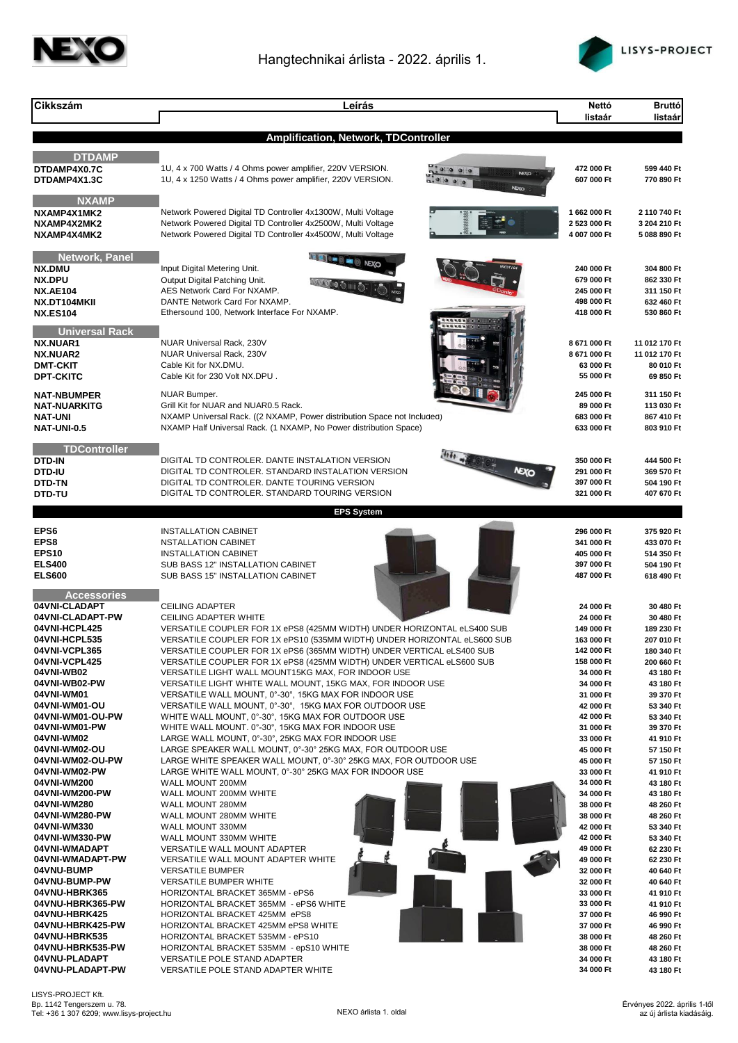# Hangtechnikai árlista - 2022. április 1.

| Cikkszám | Leírás | Nettó listaár | Bruttó listaár |
|---|---|---|---|
| | **Amplification, Network, TDController** | | |
| **DTDAMP** | | | |
| DTDAMP4X0.7C | 1U, 4 x 700 Watts / 4 Ohms power amplifier, 220V VERSION. | 472 000 Ft | 599 440 Ft |
| DTDAMP4X1.3C | 1U, 4 x 1250 Watts / 4 Ohms power amplifier, 220V VERSION. | 607 000 Ft | 770 890 Ft |
| **NXAMP** | | | |
| NXAMP4X1MK2 | Network Powered Digital TD Controller 4x1300W, Multi Voltage | 1 662 000 Ft | 2 110 740 Ft |
| NXAMP4X2MK2 | Network Powered Digital TD Controller 4x2500W, Multi Voltage | 2 523 000 Ft | 3 204 210 Ft |
| NXAMP4X4MK2 | Network Powered Digital TD Controller 4x4500W, Multi Voltage | 4 007 000 Ft | 5 088 890 Ft |
| **Network, Panel** | | | |
| NX.DMU | Input Digital Metering Unit. | 240 000 Ft | 304 800 Ft |
| NX.DPU | Output Digital Patching Unit. | 679 000 Ft | 862 330 Ft |
| NX.AE104 | AES Network Card For NXAMP. | 245 000 Ft | 311 150 Ft |
| NX.DT104MKII | DANTE Network Card For NXAMP. | 498 000 Ft | 632 460 Ft |
| NX.ES104 | Ethersound 100, Network Interface For NXAMP. | 418 000 Ft | 530 860 Ft |
| **Universal Rack** | | | |
| NX.NUAR1 | NUAR Universal Rack, 230V | 8 671 000 Ft | 11 012 170 Ft |
| NX.NUAR2 | NUAR Universal Rack, 230V | 8 671 000 Ft | 11 012 170 Ft |
| DMT-CKIT | Cable Kit for NX.DMU. | 63 000 Ft | 80 010 Ft |
| DPT-CKITC | Cable Kit for 230 Volt NX.DPU . | 55 000 Ft | 69 850 Ft |
| NAT-NBUMPER | NUAR Bumper. | 245 000 Ft | 311 150 Ft |
| NAT-NUARKITG | Grill Kit for NUAR and NUAR0.5 Rack. | 89 000 Ft | 113 030 Ft |
| NAT-UNI | NXAMP Universal Rack. ((2 NXAMP, Power distribution Space not Included) | 683 000 Ft | 867 410 Ft |
| NAT-UNI-0.5 | NXAMP Half Universal Rack. (1 NXAMP, No Power distribution Space) | 633 000 Ft | 803 910 Ft |
| **TDController** | | | |
| DTD-IN | DIGITAL TD CONTROLER. DANTE INSTALATION VERSION | 350 000 Ft | 444 500 Ft |
| DTD-IU | DIGITAL TD CONTROLER. STANDARD INSTALATION VERSION | 291 000 Ft | 369 570 Ft |
| DTD-TN | DIGITAL TD CONTROLER. DANTE TOURING VERSION | 397 000 Ft | 504 190 Ft |
| DTD-TU | DIGITAL TD CONTROLER. STANDARD TOURING VERSION | 321 000 Ft | 407 670 Ft |
| | **EPS System** | | |
| EPS6 | INSTALLATION CABINET | 296 000 Ft | 375 920 Ft |
| EPS8 | NSTALLATION CABINET | 341 000 Ft | 433 070 Ft |
| EPS10 | INSTALLATION CABINET | 405 000 Ft | 514 350 Ft |
| ELS400 | SUB BASS 12" INSTALLATION CABINET | 397 000 Ft | 504 190 Ft |
| ELS600 | SUB BASS 15" INSTALLATION CABINET | 487 000 Ft | 618 490 Ft |
| **Accessories** | | | |
| 04VNI-CLADAPT | CEILING ADAPTER | 24 000 Ft | 30 480 Ft |
| 04VNI-CLADAPT-PW | CEILING ADAPTER WHITE | 24 000 Ft | 30 480 Ft |
| 04VNI-HCPL425 | VERSATILE COUPLER FOR 1X ePS8 (425MM WIDTH) UNDER HORIZONTAL eLS400 SUB | 149 000 Ft | 189 230 Ft |
| 04VNI-HCPL535 | VERSATILE COUPLER FOR 1X ePS10 (535MM WIDTH) UNDER HORIZONTAL eLS600 SUB | 163 000 Ft | 207 010 Ft |
| 04VNI-VCPL365 | VERSATILE COUPLER FOR 1X ePS6 (365MM WIDTH) UNDER VERTICAL eLS400 SUB | 142 000 Ft | 180 340 Ft |
| 04VNI-VCPL425 | VERSATILE COUPLER FOR 1X ePS8 (425MM WIDTH) UNDER VERTICAL eLS600 SUB | 158 000 Ft | 200 660 Ft |
| 04VNI-WB02 | VERSATILE LIGHT WALL MOUNT15KG MAX, FOR INDOOR USE | 34 000 Ft | 43 180 Ft |
| 04VNI-WB02-PW | VERSATILE LIGHT WHITE WALL MOUNT, 15KG MAX, FOR INDOOR USE | 34 000 Ft | 43 180 Ft |
| 04VNI-WM01 | VERSATILE WALL MOUNT, 0°-30°, 15KG MAX FOR INDOOR USE | 31 000 Ft | 39 370 Ft |
| 04VNI-WM01-OU | VERSATILE WALL MOUNT, 0°-30°, 15KG MAX FOR OUTDOOR USE | 42 000 Ft | 53 340 Ft |
| 04VNI-WM01-OU-PW | WHITE WALL MOUNT, 0°-30°, 15KG MAX FOR OUTDOOR USE | 42 000 Ft | 53 340 Ft |
| 04VNI-WM01-PW | WHITE WALL MOUNT. 0°-30°, 15KG MAX FOR INDOOR USE | 31 000 Ft | 39 370 Ft |
| 04VNI-WM02 | LARGE WALL MOUNT, 0°-30°, 25KG MAX FOR INDOOR USE | 33 000 Ft | 41 910 Ft |
| 04VNI-WM02-OU | LARGE SPEAKER WALL MOUNT, 0°-30° 25KG MAX, FOR OUTDOOR USE | 45 000 Ft | 57 150 Ft |
| 04VNI-WM02-OU-PW | LARGE WHITE SPEAKER WALL MOUNT, 0°-30° 25KG MAX, FOR OUTDOOR USE | 45 000 Ft | 57 150 Ft |
| 04VNI-WM02-PW | LARGE WHITE WALL MOUNT, 0°-30° 25KG MAX FOR INDOOR USE | 33 000 Ft | 41 910 Ft |
| 04VNI-WM200 | WALL MOUNT 200MM | 34 000 Ft | 43 180 Ft |
| 04VNI-WM200-PW | WALL MOUNT 200MM WHITE | 34 000 Ft | 43 180 Ft |
| 04VNI-WM280 | WALL MOUNT 280MM | 38 000 Ft | 48 260 Ft |
| 04VNI-WM280-PW | WALL MOUNT 280MM WHITE | 38 000 Ft | 48 260 Ft |
| 04VNI-WM330 | WALL MOUNT 330MM | 42 000 Ft | 53 340 Ft |
| 04VNI-WM330-PW | WALL MOUNT 330MM WHITE | 42 000 Ft | 53 340 Ft |
| 04VNI-WMADAPT | VERSATILE WALL MOUNT ADAPTER | 49 000 Ft | 62 230 Ft |
| 04VNI-WMADAPT-PW | VERSATILE WALL MOUNT ADAPTER WHITE | 49 000 Ft | 62 230 Ft |
| 04VNU-BUMP | VERSATILE BUMPER | 32 000 Ft | 40 640 Ft |
| 04VNU-BUMP-PW | VERSATILE BUMPER WHITE | 32 000 Ft | 40 640 Ft |
| 04VNU-HBRK365 | HORIZONTAL BRACKET 365MM - ePS6 | 33 000 Ft | 41 910 Ft |
| 04VNU-HBRK365-PW | HORIZONTAL BRACKET 365MM - ePS6 WHITE | 33 000 Ft | 41 910 Ft |
| 04VNU-HBRK425 | HORIZONTAL BRACKET 425MM ePS8 | 37 000 Ft | 46 990 Ft |
| 04VNU-HBRK425-PW | HORIZONTAL BRACKET 425MM ePS8 WHITE | 37 000 Ft | 46 990 Ft |
| 04VNU-HBRK535 | HORIZONTAL BRACKET 535MM - ePS10 | 38 000 Ft | 48 260 Ft |
| 04VNU-HBRK535-PW | HORIZONTAL BRACKET 535MM - epS10 WHITE | 38 000 Ft | 48 260 Ft |
| 04VNU-PLADAPT | VERSATILE POLE STAND ADAPTER | 34 000 Ft | 43 180 Ft |
| 04VNU-PLADAPT-PW | VERSATILE POLE STAND ADAPTER WHITE | 34 000 Ft | 43 180 Ft |

LISYS-PROJECT Kft.
Bp. 1142 Tengerszem u. 78.
Tel: +36 1 307 6209; www.lisys-project.hu

NEXO árlista 1. oldal

Érvényes 2022. április 1-től az új árlista kiadásáig.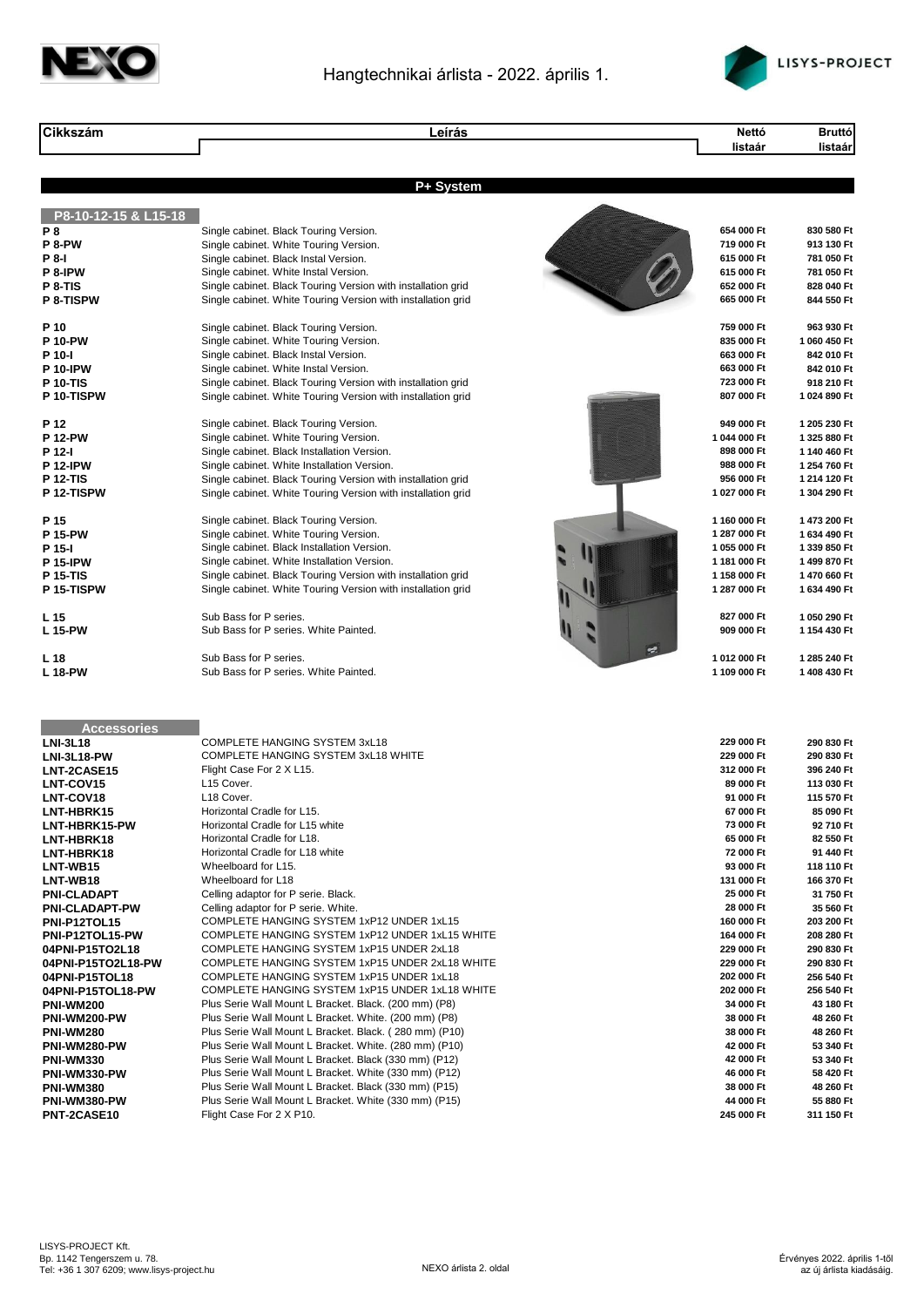# Hangtechnikai árlista - 2022. április 1.

| Cikkszám | Leírás | Nettó listaár | Bruttó listaár |
|---|---|---|---|
| | **P+ System** | | |
| **P8-10-12-15 & L15-18** | | | |
| **P 8** | Single cabinet. Black Touring Version. | 654 000 Ft | 830 580 Ft |
| **P 8-PW** | Single cabinet. White Touring Version. | 719 000 Ft | 913 130 Ft |
| **P 8-I** | Single cabinet. Black Instal Version. | 615 000 Ft | 781 050 Ft |
| **P 8-IPW** | Single cabinet. White Instal Version. | 615 000 Ft | 781 050 Ft |
| **P 8-TIS** | Single cabinet. Black Touring Version with installation grid | 652 000 Ft | 828 040 Ft |
| **P 8-TISPW** | Single cabinet. White Touring Version with installation grid | 665 000 Ft | 844 550 Ft |
| **P 10** | Single cabinet. Black Touring Version. | 759 000 Ft | 963 930 Ft |
| **P 10-PW** | Single cabinet. White Touring Version. | 835 000 Ft | 1 060 450 Ft |
| **P 10-I** | Single cabinet. Black Instal Version. | 663 000 Ft | 842 010 Ft |
| **P 10-IPW** | Single cabinet. White Instal Version. | 663 000 Ft | 842 010 Ft |
| **P 10-TIS** | Single cabinet. Black Touring Version with installation grid | 723 000 Ft | 918 210 Ft |
| **P 10-TISPW** | Single cabinet. White Touring Version with installation grid | 807 000 Ft | 1 024 890 Ft |
| **P 12** | Single cabinet. Black Touring Version. | 949 000 Ft | 1 205 230 Ft |
| **P 12-PW** | Single cabinet. White Touring Version. | 1 044 000 Ft | 1 325 880 Ft |
| **P 12-I** | Single cabinet. Black Installation Version. | 898 000 Ft | 1 140 460 Ft |
| **P 12-IPW** | Single cabinet. White Installation Version. | 988 000 Ft | 1 254 760 Ft |
| **P 12-TIS** | Single cabinet. Black Touring Version with installation grid | 956 000 Ft | 1 214 120 Ft |
| **P 12-TISPW** | Single cabinet. White Touring Version with installation grid | 1 027 000 Ft | 1 304 290 Ft |
| **P 15** | Single cabinet. Black Touring Version. | 1 160 000 Ft | 1 473 200 Ft |
| **P 15-PW** | Single cabinet. White Touring Version. | 1 287 000 Ft | 1 634 490 Ft |
| **P 15-I** | Single cabinet. Black Installation Version. | 1 055 000 Ft | 1 339 850 Ft |
| **P 15-IPW** | Single cabinet. White Installation Version. | 1 181 000 Ft | 1 499 870 Ft |
| **P 15-TIS** | Single cabinet. Black Touring Version with installation grid | 1 158 000 Ft | 1 470 660 Ft |
| **P 15-TISPW** | Single cabinet. White Touring Version with installation grid | 1 287 000 Ft | 1 634 490 Ft |
| **L 15** | Sub Bass for P series. | 827 000 Ft | 1 050 290 Ft |
| **L 15-PW** | Sub Bass for P series. White Painted. | 909 000 Ft | 1 154 430 Ft |
| **L 18** | Sub Bass for P series. | 1 012 000 Ft | 1 285 240 Ft |
| **L 18-PW** | Sub Bass for P series. White Painted. | 1 109 000 Ft | 1 408 430 Ft |
| **Accessories** | | | |
| **LNI-3L18** | COMPLETE HANGING SYSTEM 3xL18 | 229 000 Ft | 290 830 Ft |
| **LNI-3L18-PW** | COMPLETE HANGING SYSTEM 3xL18 WHITE | 229 000 Ft | 290 830 Ft |
| **LNT-2CASE15** | Flight Case For 2 X L15. | 312 000 Ft | 396 240 Ft |
| **LNT-COV15** | L15 Cover. | 89 000 Ft | 113 030 Ft |
| **LNT-COV18** | L18 Cover. | 91 000 Ft | 115 570 Ft |
| **LNT-HBRK15** | Horizontal Cradle for L15. | 67 000 Ft | 85 090 Ft |
| **LNT-HBRK15-PW** | Horizontal Cradle for L15 white | 73 000 Ft | 92 710 Ft |
| **LNT-HBRK18** | Horizontal Cradle for L18. | 65 000 Ft | 82 550 Ft |
| **LNT-HBRK18** | Horizontal Cradle for L18 white | 72 000 Ft | 91 440 Ft |
| **LNT-WB15** | Wheelboard for L15. | 93 000 Ft | 118 110 Ft |
| **LNT-WB18** | Wheelboard for L18 | 131 000 Ft | 166 370 Ft |
| **PNI-CLADAPT** | Celling adaptor for P serie. Black. | 25 000 Ft | 31 750 Ft |
| **PNI-CLADAPT-PW** | Celling adaptor for P serie. White. | 28 000 Ft | 35 560 Ft |
| **PNI-P12TOL15** | COMPLETE HANGING SYSTEM 1xP12 UNDER 1xL15 | 160 000 Ft | 203 200 Ft |
| **PNI-P12TOL15-PW** | COMPLETE HANGING SYSTEM 1xP12 UNDER 1xL15 WHITE | 164 000 Ft | 208 280 Ft |
| **04PNI-P15TO2L18** | COMPLETE HANGING SYSTEM 1xP15 UNDER 2xL18 | 229 000 Ft | 290 830 Ft |
| **04PNI-P15TO2L18-PW** | COMPLETE HANGING SYSTEM 1xP15 UNDER 2xL18 WHITE | 229 000 Ft | 290 830 Ft |
| **04PNI-P15TOL18** | COMPLETE HANGING SYSTEM 1xP15 UNDER 1xL18 | 202 000 Ft | 256 540 Ft |
| **04PNI-P15TOL18-PW** | COMPLETE HANGING SYSTEM 1xP15 UNDER 1xL18 WHITE | 202 000 Ft | 256 540 Ft |
| **PNI-WM200** | Plus Serie Wall Mount L Bracket. Black. (200 mm) (P8) | 34 000 Ft | 43 180 Ft |
| **PNI-WM200-PW** | Plus Serie Wall Mount L Bracket. White. (200 mm) (P8) | 38 000 Ft | 48 260 Ft |
| **PNI-WM280** | Plus Serie Wall Mount L Bracket. Black. ( 280 mm) (P10) | 38 000 Ft | 48 260 Ft |
| **PNI-WM280-PW** | Plus Serie Wall Mount L Bracket. White. (280 mm) (P10) | 42 000 Ft | 53 340 Ft |
| **PNI-WM330** | Plus Serie Wall Mount L Bracket. Black (330 mm) (P12) | 42 000 Ft | 53 340 Ft |
| **PNI-WM330-PW** | Plus Serie Wall Mount L Bracket. White (330 mm) (P12) | 46 000 Ft | 58 420 Ft |
| **PNI-WM380** | Plus Serie Wall Mount L Bracket. Black (330 mm) (P15) | 38 000 Ft | 48 260 Ft |
| **PNI-WM380-PW** | Plus Serie Wall Mount L Bracket. White (330 mm) (P15) | 44 000 Ft | 55 880 Ft |
| **PNT-2CASE10** | Flight Case For 2 X P10. | 245 000 Ft | 311 150 Ft |

LISYS-PROJECT Kft.
Bp. 1142 Tengerszem u. 78.
Tel: +36 1 307 6209; www.lisys-project.hu

Érvényes 2022. április 1-től az új árlista kiadásáig.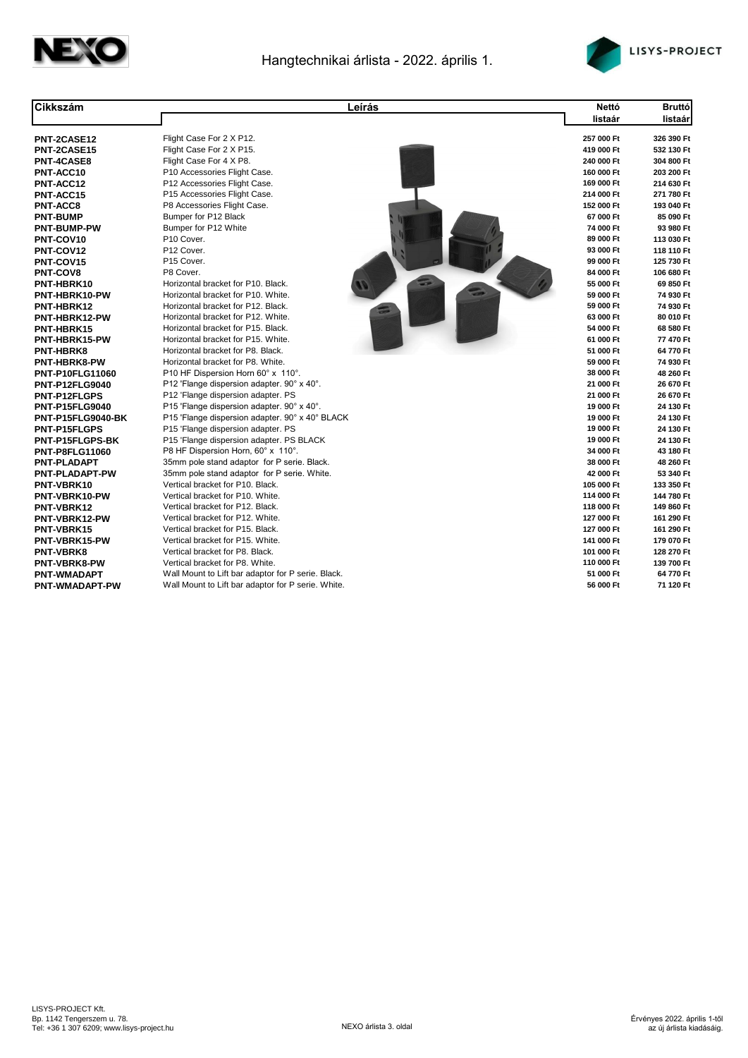# Hangtechnikai árlista - 2022. április 1.

| Cikkszám | Leírás | Nettó listaár | Bruttó listaár |
|---|---|---|---|
| PNT-2CASE12 | Flight Case For 2 X P12. | 257 000 Ft | 326 390 Ft |
| PNT-2CASE15 | Flight Case For 2 X P15. | 419 000 Ft | 532 130 Ft |
| PNT-4CASE8 | Flight Case For 4 X P8. | 240 000 Ft | 304 800 Ft |
| PNT-ACC10 | P10 Accessories Flight Case. | 160 000 Ft | 203 200 Ft |
| PNT-ACC12 | P12 Accessories Flight Case. | 169 000 Ft | 214 630 Ft |
| PNT-ACC15 | P15 Accessories Flight Case. | 214 000 Ft | 271 780 Ft |
| PNT-ACC8 | P8 Accessories Flight Case. | 152 000 Ft | 193 040 Ft |
| PNT-BUMP | Bumper for P12 Black | 67 000 Ft | 85 090 Ft |
| PNT-BUMP-PW | Bumper for P12 White | 74 000 Ft | 93 980 Ft |
| PNT-COV10 | P10 Cover. | 89 000 Ft | 113 030 Ft |
| PNT-COV12 | P12 Cover. | 93 000 Ft | 118 110 Ft |
| PNT-COV15 | P15 Cover. | 99 000 Ft | 125 730 Ft |
| PNT-COV8 | P8 Cover. | 84 000 Ft | 106 680 Ft |
| PNT-HBRK10 | Horizontal bracket for P10. Black. | 55 000 Ft | 69 850 Ft |
| PNT-HBRK10-PW | Horizontal bracket for P10. White. | 59 000 Ft | 74 930 Ft |
| PNT-HBRK12 | Horizontal bracket for P12. Black. | 59 000 Ft | 74 930 Ft |
| PNT-HBRK12-PW | Horizontal bracket for P12. White. | 63 000 Ft | 80 010 Ft |
| PNT-HBRK15 | Horizontal bracket for P15. Black. | 54 000 Ft | 68 580 Ft |
| PNT-HBRK15-PW | Horizontal bracket for P15. White. | 61 000 Ft | 77 470 Ft |
| PNT-HBRK8 | Horizontal bracket for P8. Black. | 51 000 Ft | 64 770 Ft |
| PNT-HBRK8-PW | Horizontal bracket for P8. White. | 59 000 Ft | 74 930 Ft |
| PNT-P10FLG11060 | P10 HF Dispersion Horn 60° x 110°. | 38 000 Ft | 48 260 Ft |
| PNT-P12FLG9040 | P12 'Flange dispersion adapter. 90° x 40°. | 21 000 Ft | 26 670 Ft |
| PNT-P12FLGPS | P12 'Flange dispersion adapter. PS | 21 000 Ft | 26 670 Ft |
| PNT-P15FLG9040 | P15 'Flange dispersion adapter. 90° x 40°. | 19 000 Ft | 24 130 Ft |
| PNT-P15FLG9040-BK | P15 'Flange dispersion adapter. 90° x 40° BLACK | 19 000 Ft | 24 130 Ft |
| PNT-P15FLGPS | P15 'Flange dispersion adapter. PS | 19 000 Ft | 24 130 Ft |
| PNT-P15FLGPS-BK | P15 'Flange dispersion adapter. PS BLACK | 19 000 Ft | 24 130 Ft |
| PNT-P8FLG11060 | P8 HF Dispersion Horn, 60° x 110°. | 34 000 Ft | 43 180 Ft |
| PNT-PLADAPT | 35mm pole stand adaptor for P serie. Black. | 38 000 Ft | 48 260 Ft |
| PNT-PLADAPT-PW | 35mm pole stand adaptor for P serie. White. | 42 000 Ft | 53 340 Ft |
| PNT-VBRK10 | Vertical bracket for P10. Black. | 105 000 Ft | 133 350 Ft |
| PNT-VBRK10-PW | Vertical bracket for P10. White. | 114 000 Ft | 144 780 Ft |
| PNT-VBRK12 | Vertical bracket for P12. Black. | 118 000 Ft | 149 860 Ft |
| PNT-VBRK12-PW | Vertical bracket for P12. White. | 127 000 Ft | 161 290 Ft |
| PNT-VBRK15 | Vertical bracket for P15. Black. | 127 000 Ft | 161 290 Ft |
| PNT-VBRK15-PW | Vertical bracket for P15. White. | 141 000 Ft | 179 070 Ft |
| PNT-VBRK8 | Vertical bracket for P8. Black. | 101 000 Ft | 128 270 Ft |
| PNT-VBRK8-PW | Vertical bracket for P8. White. | 110 000 Ft | 139 700 Ft |
| PNT-WMADAPT | Wall Mount to Lift bar adaptor for P serie. Black. | 51 000 Ft | 64 770 Ft |
| PNT-WMADAPT-PW | Wall Mount to Lift bar adaptor for P serie. White. | 56 000 Ft | 71 120 Ft |

LISYS-PROJECT Kft.
Bp. 1142 Tengerszem u. 78.
Tel: +36 1 307 6209; www.lisys-project.hu

Érvényes 2022. április 1-től az új árlista kiadásáig.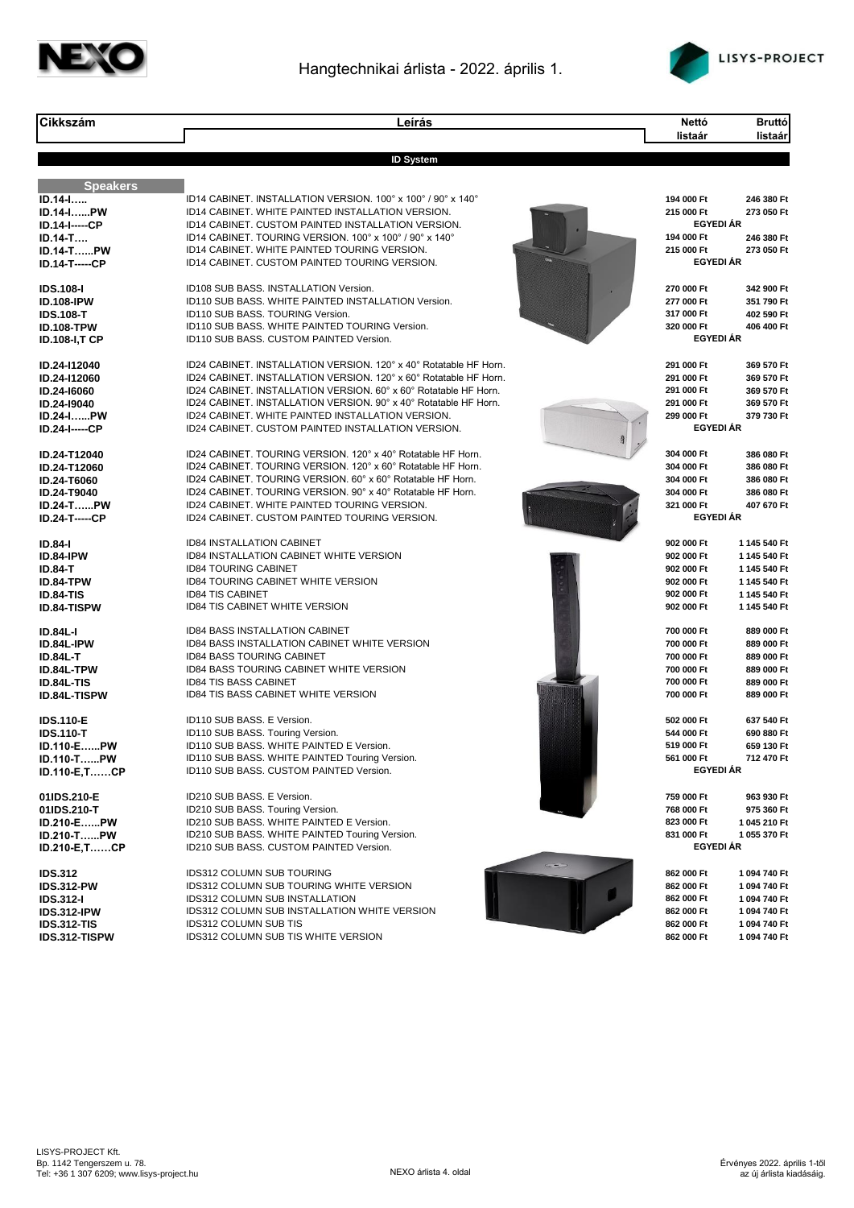# Hangtechnikai árlista - 2022. április 1.

| Cikkszám | Leírás | Nettó listaár | Bruttó listaár |
|---|---|---|---|
| | **ID System** | | |
| **Speakers** | | | |
| **ID.14-I…..** | ID14 CABINET. INSTALLATION VERSION. 100° x 100° / 90° x 140° | 194 000 Ft | 246 380 Ft |
| **ID.14-I…...PW** | ID14 CABINET. WHITE PAINTED INSTALLATION VERSION. | 215 000 Ft | 273 050 Ft |
| **ID.14-I-----CP** | ID14 CABINET. CUSTOM PAINTED INSTALLATION VERSION. | EGYEDI ÁR | |
| **ID.14-T….** | ID14 CABINET. TOURING VERSION. 100° x 100° / 90° x 140° | 194 000 Ft | 246 380 Ft |
| **ID.14-T…...PW** | ID14 CABINET. WHITE PAINTED TOURING VERSION. | 215 000 Ft | 273 050 Ft |
| **ID.14-T-----CP** | ID14 CABINET. CUSTOM PAINTED TOURING VERSION. | EGYEDI ÁR | |
| **IDS.108-I** | ID108 SUB BASS. INSTALLATION Version. | 270 000 Ft | 342 900 Ft |
| **ID.108-IPW** | ID110 SUB BASS. WHITE PAINTED INSTALLATION Version. | 277 000 Ft | 351 790 Ft |
| **IDS.108-T** | ID110 SUB BASS. TOURING Version. | 317 000 Ft | 402 590 Ft |
| **ID.108-TPW** | ID110 SUB BASS. WHITE PAINTED TOURING Version. | 320 000 Ft | 406 400 Ft |
| **ID.108-I,T CP** | ID110 SUB BASS. CUSTOM PAINTED Version. | EGYEDI ÁR | |
| **ID.24-I12040** | ID24 CABINET. INSTALLATION VERSION. 120° x 40° Rotatable HF Horn. | 291 000 Ft | 369 570 Ft |
| **ID.24-I12060** | ID24 CABINET. INSTALLATION VERSION. 120° x 60° Rotatable HF Horn. | 291 000 Ft | 369 570 Ft |
| **ID.24-I6060** | ID24 CABINET. INSTALLATION VERSION. 60° x 60° Rotatable HF Horn. | 291 000 Ft | 369 570 Ft |
| **ID.24-I9040** | ID24 CABINET. INSTALLATION VERSION. 90° x 40° Rotatable HF Horn. | 291 000 Ft | 369 570 Ft |
| **ID.24-I…...PW** | ID24 CABINET. WHITE PAINTED INSTALLATION VERSION. | 299 000 Ft | 379 730 Ft |
| **ID.24-I-----CP** | ID24 CABINET. CUSTOM PAINTED INSTALLATION VERSION. | EGYEDI ÁR | |
| **ID.24-T12040** | ID24 CABINET. TOURING VERSION. 120° x 40° Rotatable HF Horn. | 304 000 Ft | 386 080 Ft |
| **ID.24-T12060** | ID24 CABINET. TOURING VERSION. 120° x 60° Rotatable HF Horn. | 304 000 Ft | 386 080 Ft |
| **ID.24-T6060** | ID24 CABINET. TOURING VERSION. 60° x 60° Rotatable HF Horn. | 304 000 Ft | 386 080 Ft |
| **ID.24-T9040** | ID24 CABINET. TOURING VERSION. 90° x 40° Rotatable HF Horn. | 304 000 Ft | 386 080 Ft |
| **ID.24-T…...PW** | ID24 CABINET. WHITE PAINTED TOURING VERSION. | 321 000 Ft | 407 670 Ft |
| **ID.24-T-----CP** | ID24 CABINET. CUSTOM PAINTED TOURING VERSION. | EGYEDI ÁR | |
| **ID.84-I** | ID84 INSTALLATION CABINET | 902 000 Ft | 1 145 540 Ft |
| **ID.84-IPW** | ID84 INSTALLATION CABINET WHITE VERSION | 902 000 Ft | 1 145 540 Ft |
| **ID.84-T** | ID84 TOURING CABINET | 902 000 Ft | 1 145 540 Ft |
| **ID.84-TPW** | ID84 TOURING CABINET WHITE VERSION | 902 000 Ft | 1 145 540 Ft |
| **ID.84-TIS** | ID84 TIS CABINET | 902 000 Ft | 1 145 540 Ft |
| **ID.84-TISPW** | ID84 TIS CABINET WHITE VERSION | 902 000 Ft | 1 145 540 Ft |
| **ID.84L-I** | ID84 BASS INSTALLATION CABINET | 700 000 Ft | 889 000 Ft |
| **ID.84L-IPW** | ID84 BASS INSTALLATION CABINET WHITE VERSION | 700 000 Ft | 889 000 Ft |
| **ID.84L-T** | ID84 BASS TOURING CABINET | 700 000 Ft | 889 000 Ft |
| **ID.84L-TPW** | ID84 BASS TOURING CABINET WHITE VERSION | 700 000 Ft | 889 000 Ft |
| **ID.84L-TIS** | ID84 TIS BASS CABINET | 700 000 Ft | 889 000 Ft |
| **ID.84L-TISPW** | ID84 TIS BASS CABINET WHITE VERSION | 700 000 Ft | 889 000 Ft |
| **IDS.110-E** | ID110 SUB BASS. E Version. | 502 000 Ft | 637 540 Ft |
| **IDS.110-T** | ID110 SUB BASS. Touring Version. | 544 000 Ft | 690 880 Ft |
| **ID.110-E…...PW** | ID110 SUB BASS. WHITE PAINTED E Version. | 519 000 Ft | 659 130 Ft |
| **ID.110-T…...PW** | ID110 SUB BASS. WHITE PAINTED Touring Version. | 561 000 Ft | 712 470 Ft |
| **ID.110-E,T……CP** | ID110 SUB BASS. CUSTOM PAINTED Version. | EGYEDI ÁR | |
| **01IDS.210-E** | ID210 SUB BASS. E Version. | 759 000 Ft | 963 930 Ft |
| **01IDS.210-T** | ID210 SUB BASS. Touring Version. | 768 000 Ft | 975 360 Ft |
| **ID.210-E…...PW** | ID210 SUB BASS. WHITE PAINTED E Version. | 823 000 Ft | 1 045 210 Ft |
| **ID.210-T…...PW** | ID210 SUB BASS. WHITE PAINTED Touring Version. | 831 000 Ft | 1 055 370 Ft |
| **ID.210-E,T……CP** | ID210 SUB BASS. CUSTOM PAINTED Version. | EGYEDI ÁR | |
| **IDS.312** | IDS312 COLUMN SUB TOURING | 862 000 Ft | 1 094 740 Ft |
| **IDS.312-PW** | IDS312 COLUMN SUB TOURING WHITE VERSION | 862 000 Ft | 1 094 740 Ft |
| **IDS.312-I** | IDS312 COLUMN SUB INSTALLATION | 862 000 Ft | 1 094 740 Ft |
| **IDS.312-IPW** | IDS312 COLUMN SUB INSTALLATION WHITE VERSION | 862 000 Ft | 1 094 740 Ft |
| **IDS.312-TIS** | IDS312 COLUMN SUB TIS | 862 000 Ft | 1 094 740 Ft |
| **IDS.312-TISPW** | IDS312 COLUMN SUB TIS WHITE VERSION | 862 000 Ft | 1 094 740 Ft |

LISYS-PROJECT Kft.
Bp. 1142 Tengerszem u. 78.
Tel: +36 1 307 6209; www.lisys-project.hu

Érvényes 2022. április 1-től az új árlista kiadásáig.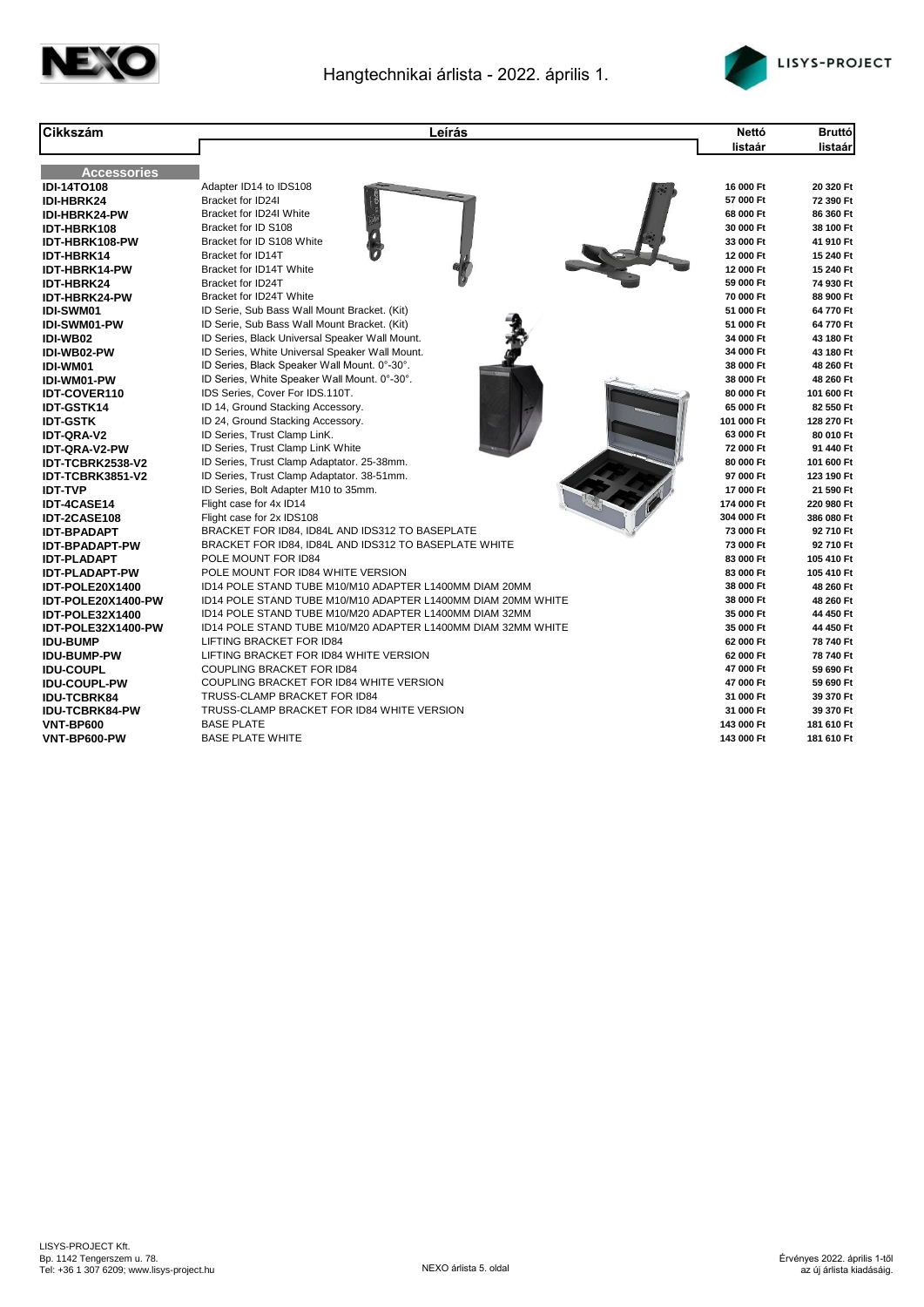Hangtechnikai árlista - 2022. április 1.

| Cikkszám | Leírás | Nettó listaár | Bruttó listaár |
|---|---|---|---|
| **Accessories** | | | |
| IDI-14TO108 | Adapter ID14 to IDS108 | 16 000 Ft | 20 320 Ft |
| IDI-HBRK24 | Bracket for ID24I | 57 000 Ft | 72 390 Ft |
| IDI-HBRK24-PW | Bracket for ID24I White | 68 000 Ft | 86 360 Ft |
| IDT-HBRK108 | Bracket for ID S108 | 30 000 Ft | 38 100 Ft |
| IDT-HBRK108-PW | Bracket for ID S108 White | 33 000 Ft | 41 910 Ft |
| IDT-HBRK14 | Bracket for ID14T | 12 000 Ft | 15 240 Ft |
| IDT-HBRK14-PW | Bracket for ID14T White | 12 000 Ft | 15 240 Ft |
| IDT-HBRK24 | Bracket for ID24T | 59 000 Ft | 74 930 Ft |
| IDT-HBRK24-PW | Bracket for ID24T White | 70 000 Ft | 88 900 Ft |
| IDI-SWM01 | ID Serie, Sub Bass Wall Mount Bracket. (Kit) | 51 000 Ft | 64 770 Ft |
| IDI-SWM01-PW | ID Serie, Sub Bass Wall Mount Bracket. (Kit) | 51 000 Ft | 64 770 Ft |
| IDI-WB02 | ID Series, Black Universal Speaker Wall Mount. | 34 000 Ft | 43 180 Ft |
| IDI-WB02-PW | ID Series, White Universal Speaker Wall Mount. | 34 000 Ft | 43 180 Ft |
| IDI-WM01 | ID Series, Black Speaker Wall Mount. 0°-30°. | 38 000 Ft | 48 260 Ft |
| IDI-WM01-PW | ID Series, White Speaker Wall Mount. 0°-30°. | 38 000 Ft | 48 260 Ft |
| IDT-COVER110 | IDS Series, Cover For IDS.110T. | 80 000 Ft | 101 600 Ft |
| IDT-GSTK14 | ID 14, Ground Stacking Accessory. | 65 000 Ft | 82 550 Ft |
| IDT-GSTK | ID 24, Ground Stacking Accessory. | 101 000 Ft | 128 270 Ft |
| IDT-QRA-V2 | ID Series, Trust Clamp LinK. | 63 000 Ft | 80 010 Ft |
| IDT-QRA-V2-PW | ID Series, Trust Clamp LinK White | 72 000 Ft | 91 440 Ft |
| IDT-TCBRK2538-V2 | ID Series, Trust Clamp Adaptator. 25-38mm. | 80 000 Ft | 101 600 Ft |
| IDT-TCBRK3851-V2 | ID Series, Trust Clamp Adaptator. 38-51mm. | 97 000 Ft | 123 190 Ft |
| IDT-TVP | ID Series, Bolt Adapter M10 to 35mm. | 17 000 Ft | 21 590 Ft |
| IDT-4CASE14 | Flight case for 4x ID14 | 174 000 Ft | 220 980 Ft |
| IDT-2CASE108 | Flight case for 2x IDS108 | 304 000 Ft | 386 080 Ft |
| IDT-BPADAPT | BRACKET FOR ID84, ID84L AND IDS312 TO BASEPLATE | 73 000 Ft | 92 710 Ft |
| IDT-BPADAPT-PW | BRACKET FOR ID84, ID84L AND IDS312 TO BASEPLATE WHITE | 73 000 Ft | 92 710 Ft |
| IDT-PLADAPT | POLE MOUNT FOR ID84 | 83 000 Ft | 105 410 Ft |
| IDT-PLADAPT-PW | POLE MOUNT FOR ID84 WHITE VERSION | 83 000 Ft | 105 410 Ft |
| IDT-POLE20X1400 | ID14 POLE STAND TUBE M10/M10 ADAPTER L1400MM DIAM 20MM | 38 000 Ft | 48 260 Ft |
| IDT-POLE20X1400-PW | ID14 POLE STAND TUBE M10/M10 ADAPTER L1400MM DIAM 20MM WHITE | 38 000 Ft | 48 260 Ft |
| IDT-POLE32X1400 | ID14 POLE STAND TUBE M10/M20 ADAPTER L1400MM DIAM 32MM | 35 000 Ft | 44 450 Ft |
| IDT-POLE32X1400-PW | ID14 POLE STAND TUBE M10/M20 ADAPTER L1400MM DIAM 32MM WHITE | 35 000 Ft | 44 450 Ft |
| IDU-BUMP | LIFTING BRACKET FOR ID84 | 62 000 Ft | 78 740 Ft |
| IDU-BUMP-PW | LIFTING BRACKET FOR ID84 WHITE VERSION | 62 000 Ft | 78 740 Ft |
| IDU-COUPL | COUPLING BRACKET FOR ID84 | 47 000 Ft | 59 690 Ft |
| IDU-COUPL-PW | COUPLING BRACKET FOR ID84 WHITE VERSION | 47 000 Ft | 59 690 Ft |
| IDU-TCBRK84 | TRUSS-CLAMP BRACKET FOR ID84 | 31 000 Ft | 39 370 Ft |
| IDU-TCBRK84-PW | TRUSS-CLAMP BRACKET FOR ID84 WHITE VERSION | 31 000 Ft | 39 370 Ft |
| VNT-BP600 | BASE PLATE | 143 000 Ft | 181 610 Ft |
| VNT-BP600-PW | BASE PLATE WHITE | 143 000 Ft | 181 610 Ft |

LISYS-PROJECT Kft.
Bp. 1142 Tengerszem u. 78.
Tel: +36 1 307 6209; www.lisys-project.hu

Érvényes 2022. április 1-től az új árlista kiadásáig.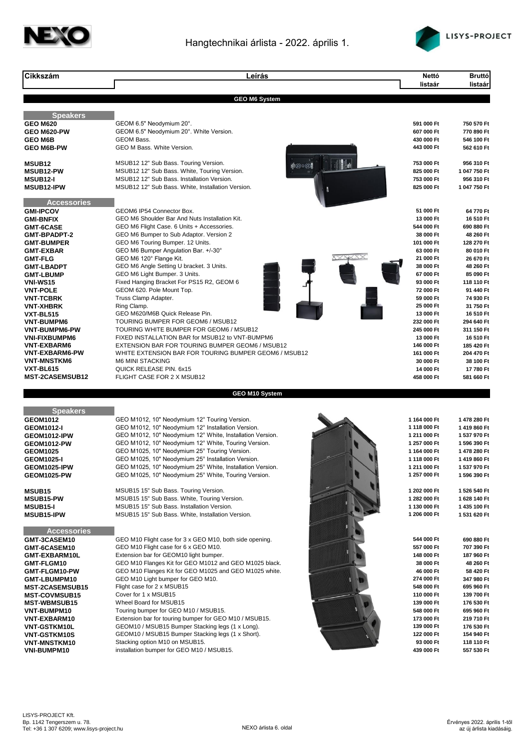# Hangtechnikai árlista - 2022. április 1.

| Cikkszám | Leírás | Nettó listaár | Bruttó listaár |
|---|---|---|---|
| | **GEO M6 System** | | |
| **Speakers** | | | |
| **GEO M620** | GEOM 6.5" Neodymium 20°. | 591 000 Ft | 750 570 Ft |
| **GEO M620-PW** | GEOM 6.5" Neodymium 20°. White Version. | 607 000 Ft | 770 890 Ft |
| **GEO M6B** | GEOM Bass. | 430 000 Ft | 546 100 Ft |
| **GEO M6B-PW** | GEO M Bass. White Version. | 443 000 Ft | 562 610 Ft |
| **MSUB12** | MSUB12 12" Sub Bass. Touring Version. | 753 000 Ft | 956 310 Ft |
| **MSUB12-PW** | MSUB12 12" Sub Bass. White, Touring Version. | 825 000 Ft | 1 047 750 Ft |
| **MSUB12-I** | MSUB12 12" Sub Bass. Installation Version. | 753 000 Ft | 956 310 Ft |
| **MSUB12-IPW** | MSUB12 12" Sub Bass. White, Installation Version. | 825 000 Ft | 1 047 750 Ft |
| **Accessories** | | | |
| **GMI-IPCOV** | GEOM6 IP54 Connector Box. | 51 000 Ft | 64 770 Ft |
| **GMI-BNFIX** | GEO M6 Shoulder Bar And Nuts Installation Kit. | 13 000 Ft | 16 510 Ft |
| **GMT-6CASE** | GEO M6 Flight Case. 6 Units + Accessories. | 544 000 Ft | 690 880 Ft |
| **GMT-BPADPT-2** | GEO M6 Bumper to Sub Adaptor. Version 2 | 38 000 Ft | 48 260 Ft |
| **GMT-BUMPER** | GEO M6 Touring Bumper. 12 Units. | 101 000 Ft | 128 270 Ft |
| **GMT-EXBAR** | GEO M6 Bumper Angulation Bar. +/-30° | 63 000 Ft | 80 010 Ft |
| **GMT-FLG** | GEO M6 120° Flange Kit. | 21 000 Ft | 26 670 Ft |
| **GMT-LBADPT** | GEO M6 Angle Setting U bracket. 3 Units. | 38 000 Ft | 48 260 Ft |
| **GMT-LBUMP** | GEO M6 Light Bumper. 3 Units. | 67 000 Ft | 85 090 Ft |
| **VNI-WS15** | Fixed Hanging Bracket For PS15 R2, GEOM 6 | 93 000 Ft | 118 110 Ft |
| **VNT-POLE** | GEOM 620. Pole Mount Top. | 72 000 Ft | 91 440 Ft |
| **VNT-TCBRK** | Truss Clamp Adapter. | 59 000 Ft | 74 930 Ft |
| **VNT-XHBRK** | Ring Clamp. | 25 000 Ft | 31 750 Ft |
| **VXT-BL515** | GEO M620/M6B Quick Release Pin. | 13 000 Ft | 16 510 Ft |
| **VNT-BUMPM6** | TOURING BUMPER FOR GEOM6 / MSUB12 | 232 000 Ft | 294 640 Ft |
| **VNT-BUMPM6-PW** | TOURING WHITE BUMPER FOR GEOM6 / MSUB12 | 245 000 Ft | 311 150 Ft |
| **VNI-FIXBUMPM6** | FIXED INSTALLATION BAR for MSUB12 to VNT-BUMPM6 | 13 000 Ft | 16 510 Ft |
| **VNT-EXBARM6** | EXTENSION BAR FOR TOURING BUMPER GEOM6 / MSUB12 | 146 000 Ft | 185 420 Ft |
| **VNT-EXBARM6-PW** | WHITE EXTENSION BAR FOR TOURING BUMPER GEOM6 / MSUB12 | 161 000 Ft | 204 470 Ft |
| **VNT-MNSTKM6** | M6 MINI STACKING | 30 000 Ft | 38 100 Ft |
| **VXT-BL615** | QUICK RELEASE PIN. 6x15 | 14 000 Ft | 17 780 Ft |
| **MST-2CASEMSUB12** | FLIGHT CASE FOR 2 X MSUB12 | 458 000 Ft | 581 660 Ft |
| | **GEO M10 System** | | |
| **Speakers** | | | |
| **GEOM1012** | GEO M1012, 10" Neodymium 12° Touring Version. | 1 164 000 Ft | 1 478 280 Ft |
| **GEOM1012-I** | GEO M1012, 10" Neodymium 12° Installation Version. | 1 118 000 Ft | 1 419 860 Ft |
| **GEOM1012-IPW** | GEO M1012, 10" Neodymium 12° White, Installation Version. | 1 211 000 Ft | 1 537 970 Ft |
| **GEOM1012-PW** | GEO M1012, 10" Neodymium 12° White, Touring Version. | 1 257 000 Ft | 1 596 390 Ft |
| **GEOM1025** | GEO M1025, 10" Neodymium 25° Touring Version. | 1 164 000 Ft | 1 478 280 Ft |
| **GEOM1025-I** | GEO M1025, 10" Neodymium 25° Installation Version. | 1 118 000 Ft | 1 419 860 Ft |
| **GEOM1025-IPW** | GEO M1025, 10" Neodymium 25° White, Installation Version. | 1 211 000 Ft | 1 537 970 Ft |
| **GEOM1025-PW** | GEO M1025, 10" Neodymium 25° White, Touring Version. | 1 257 000 Ft | 1 596 390 Ft |
| **MSUB15** | MSUB15 15" Sub Bass. Touring Version. | 1 202 000 Ft | 1 526 540 Ft |
| **MSUB15-PW** | MSUB15 15" Sub Bass. White, Touring Version. | 1 282 000 Ft | 1 628 140 Ft |
| **MSUB15-I** | MSUB15 15" Sub Bass. Installation Version. | 1 130 000 Ft | 1 435 100 Ft |
| **MSUB15-IPW** | MSUB15 15" Sub Bass. White, Installation Version. | 1 206 000 Ft | 1 531 620 Ft |
| **Accessories** | | | |
| **GMT-3CASEM10** | GEO M10 Flight case for 3 x GEO M10, both side opening. | 544 000 Ft | 690 880 Ft |
| **GMT-6CASEM10** | GEO M10 Flight case for 6 x GEO M10. | 557 000 Ft | 707 390 Ft |
| **GMT-EXBARM10L** | Extension bar for GEOM10 light bumper. | 148 000 Ft | 187 960 Ft |
| **GMT-FLGM10** | GEO M10 Flanges Kit for GEO M1012 and GEO M1025 black. | 38 000 Ft | 48 260 Ft |
| **GMT-FLGM10-PW** | GEO M10 Flanges Kit for GEO M1025 and GEO M1025 white. | 46 000 Ft | 58 420 Ft |
| **GMT-LBUMPM10** | GEO M10 Light bumper for GEO M10. | 274 000 Ft | 347 980 Ft |
| **MST-2CASEMSUB15** | Flight case for 2 x MSUB15 | 548 000 Ft | 695 960 Ft |
| **MST-COVMSUB15** | Cover for 1 x MSUB15 | 110 000 Ft | 139 700 Ft |
| **MST-WBMSUB15** | Wheel Board for MSUB15 | 139 000 Ft | 176 530 Ft |
| **VNT-BUMPM10** | Touring bumper for GEO M10 / MSUB15. | 548 000 Ft | 695 960 Ft |
| **VNT-EXBARM10** | Extension bar for touring bumper for GEO M10 / MSUB15. | 173 000 Ft | 219 710 Ft |
| **VNT-GSTKM10L** | GEOM10 / MSUB15 Bumper Stacking legs (1 x Long). | 139 000 Ft | 176 530 Ft |
| **VNT-GSTKM10S** | GEOM10 / MSUB15 Bumper Stacking legs (1 x Short). | 122 000 Ft | 154 940 Ft |
| **VNT-MNSTKM10** | Stacking option M10 on MSUB15. | 93 000 Ft | 118 110 Ft |
| **VNI-BUMPM10** | installation bumper for GEO M10 / MSUB15. | 439 000 Ft | 557 530 Ft |

LISYS-PROJECT Kft.
Bp. 1142 Tengerszem u. 78.
Tel: +36 1 307 6209; www.lisys-project.hu

Érvényes 2022. április 1-től az új árlista kiadásáig.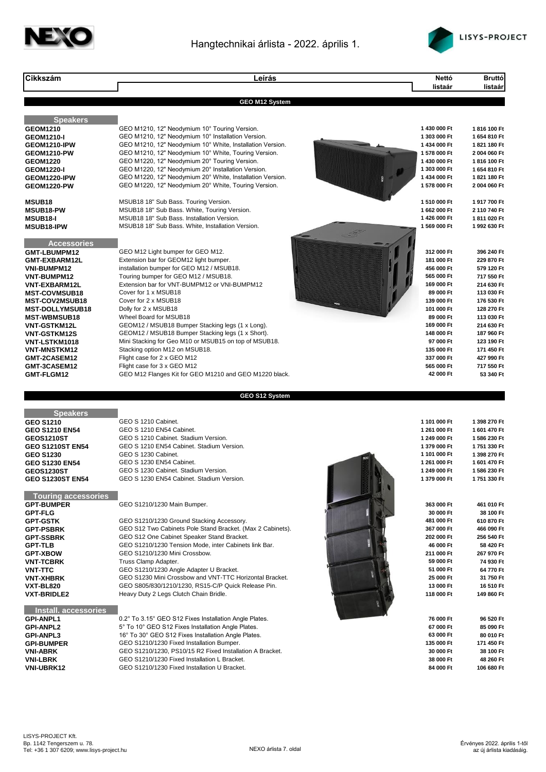# Hangtechnikai árlista - 2022. április 1.

| Cikkszám | Leírás | Nettó listaár | Bruttó listaár |
|---|---|---|---|
| | **GEO M12 System** | | |
| **Speakers** | | | |
| GEOM1210 | GEO M1210, 12" Neodymium 10° Touring Version. | 1 430 000 Ft | 1 816 100 Ft |
| GEOM1210-I | GEO M1210, 12" Neodymium 10° Installation Version. | 1 303 000 Ft | 1 654 810 Ft |
| GEOM1210-IPW | GEO M1210, 12" Neodymium 10° White, Installation Version. | 1 434 000 Ft | 1 821 180 Ft |
| GEOM1210-PW | GEO M1210, 12" Neodymium 10° White, Touring Version. | 1 578 000 Ft | 2 004 060 Ft |
| GEOM1220 | GEO M1220, 12" Neodymium 20° Touring Version. | 1 430 000 Ft | 1 816 100 Ft |
| GEOM1220-I | GEO M1220, 12" Neodymium 20° Installation Version. | 1 303 000 Ft | 1 654 810 Ft |
| GEOM1220-IPW | GEO M1220, 12" Neodymium 20° White, Installation Version. | 1 434 000 Ft | 1 821 180 Ft |
| GEOM1220-PW | GEO M1220, 12" Neodymium 20° White, Touring Version. | 1 578 000 Ft | 2 004 060 Ft |
| MSUB18 | MSUB18 18" Sub Bass. Touring Version. | 1 510 000 Ft | 1 917 700 Ft |
| MSUB18-PW | MSUB18 18" Sub Bass. White, Touring Version. | 1 662 000 Ft | 2 110 740 Ft |
| MSUB18-I | MSUB18 18" Sub Bass. Installation Version. | 1 426 000 Ft | 1 811 020 Ft |
| MSUB18-IPW | MSUB18 18" Sub Bass. White, Installation Version. | 1 569 000 Ft | 1 992 630 Ft |
| **Accessories** | | | |
| GMT-LBUMPM12 | GEO M12 Light bumper for GEO M12. | 312 000 Ft | 396 240 Ft |
| GMT-EXBARM12L | Extension bar for GEOM12 light bumper. | 181 000 Ft | 229 870 Ft |
| VNI-BUMPM12 | installation bumper for GEO M12 / MSUB18. | 456 000 Ft | 579 120 Ft |
| VNT-BUMPM12 | Touring bumper for GEO M12 / MSUB18. | 565 000 Ft | 717 550 Ft |
| VNT-EXBARM12L | Extension bar for VNT-BUMPM12 or VNI-BUMPM12 | 169 000 Ft | 214 630 Ft |
| MST-COVMSUB18 | Cover for 1 x MSUB18 | 89 000 Ft | 113 030 Ft |
| MST-COV2MSUB18 | Cover for 2 x MSUB18 | 139 000 Ft | 176 530 Ft |
| MST-DOLLYMSUB18 | Dolly for 2 x MSUB18 | 101 000 Ft | 128 270 Ft |
| MST-WBMSUB18 | Wheel Board for MSUB18 | 89 000 Ft | 113 030 Ft |
| VNT-GSTKM12L | GEOM12 / MSUB18 Bumper Stacking legs (1 x Long). | 169 000 Ft | 214 630 Ft |
| VNT-GSTKM12S | GEOM12 / MSUB18 Bumper Stacking legs (1 x Short). | 148 000 Ft | 187 960 Ft |
| VNT-LSTKM1018 | Mini Stacking for Geo M10 or MSUB15 on top of MSUB18. | 97 000 Ft | 123 190 Ft |
| VNT-MNSTKM12 | Stacking option M12 on MSUB18. | 135 000 Ft | 171 450 Ft |
| GMT-2CASEM12 | Flight case for 2 x GEO M12 | 337 000 Ft | 427 990 Ft |
| GMT-3CASEM12 | Flight case for 3 x GEO M12 | 565 000 Ft | 717 550 Ft |
| GMT-FLGM12 | GEO M12 Flanges Kit for GEO M1210 and GEO M1220 black. | 42 000 Ft | 53 340 Ft |
| | **GEO S12 System** | | |
| **Speakers** | | | |
| GEO S1210 | GEO S 1210 Cabinet. | 1 101 000 Ft | 1 398 270 Ft |
| GEO S1210 EN54 | GEO S 1210 EN54 Cabinet. | 1 261 000 Ft | 1 601 470 Ft |
| GEOS1210ST | GEO S 1210 Cabinet. Stadium Version. | 1 249 000 Ft | 1 586 230 Ft |
| GEO S1210ST EN54 | GEO S 1210 EN54 Cabinet. Stadium Version. | 1 379 000 Ft | 1 751 330 Ft |
| GEO S1230 | GEO S 1230 Cabinet. | 1 101 000 Ft | 1 398 270 Ft |
| GEO S1230 EN54 | GEO S 1230 EN54 Cabinet. | 1 261 000 Ft | 1 601 470 Ft |
| GEOS1230ST | GEO S 1230 Cabinet. Stadium Version. | 1 249 000 Ft | 1 586 230 Ft |
| GEO S1230ST EN54 | GEO S 1230 EN54 Cabinet. Stadium Version. | 1 379 000 Ft | 1 751 330 Ft |
| **Touring accessories** | | | |
| GPT-BUMPER | GEO S1210/1230 Main Bumper. | 363 000 Ft | 461 010 Ft |
| GPT-FLG | | 30 000 Ft | 38 100 Ft |
| GPT-GSTK | GEO S1210/1230 Ground Stacking Accessory. | 481 000 Ft | 610 870 Ft |
| GPT-PSBRK | GEO S12 Two Cabinets Pole Stand Bracket. (Max 2 Cabinets). | 367 000 Ft | 466 090 Ft |
| GPT-SSBRK | GEO S12 One Cabinet Speaker Stand Bracket. | 202 000 Ft | 256 540 Ft |
| GPT-TLB | GEO S1210/1230 Tension Mode, inter Cabinets link Bar. | 46 000 Ft | 58 420 Ft |
| GPT-XBOW | GEO S1210/1230 Mini Crossbow. | 211 000 Ft | 267 970 Ft |
| VNT-TCBRK | Truss Clamp Adapter. | 59 000 Ft | 74 930 Ft |
| VNT-TTC | GEO S1210/1230 Angle Adapter U Bracket. | 51 000 Ft | 64 770 Ft |
| VNT-XHBRK | GEO S1230 Mini Crossbow and VNT-TTC Horizontal Bracket. | 25 000 Ft | 31 750 Ft |
| VXT-BL820 | GEO S805/830/1210/1230, RS15-C/P Quick Release Pin. | 13 000 Ft | 16 510 Ft |
| VXT-BRIDLE2 | Heavy Duty 2 Legs Clutch Chain Bridle. | 118 000 Ft | 149 860 Ft |
| **Install. accessories** | | | |
| GPI-ANPL1 | 0.2° To 3.15° GEO S12 Fixes Installation Angle Plates. | 76 000 Ft | 96 520 Ft |
| GPI-ANPL2 | 5° To 10° GEO S12 Fixes Installation Angle Plates. | 67 000 Ft | 85 090 Ft |
| GPI-ANPL3 | 16° To 30° GEO S12 Fixes Installation Angle Plates. | 63 000 Ft | 80 010 Ft |
| GPI-BUMPER | GEO S1210/1230 Fixed Installation Bumper. | 135 000 Ft | 171 450 Ft |
| VNI-ABRK | GEO S1210/1230, PS10/15 R2 Fixed Installation A Bracket. | 30 000 Ft | 38 100 Ft |
| VNI-LBRK | GEO S1210/1230 Fixed Installation L Bracket. | 38 000 Ft | 48 260 Ft |
| VNI-UBRK12 | GEO S1210/1230 Fixed Installation U Bracket. | 84 000 Ft | 106 680 Ft |

LISYS-PROJECT Kft.
Bp. 1142 Tengerszem u. 78.
Tel: +36 1 307 6209; www.lisys-project.hu

Érvényes 2022. április 1-től az új árlista kiadásáig.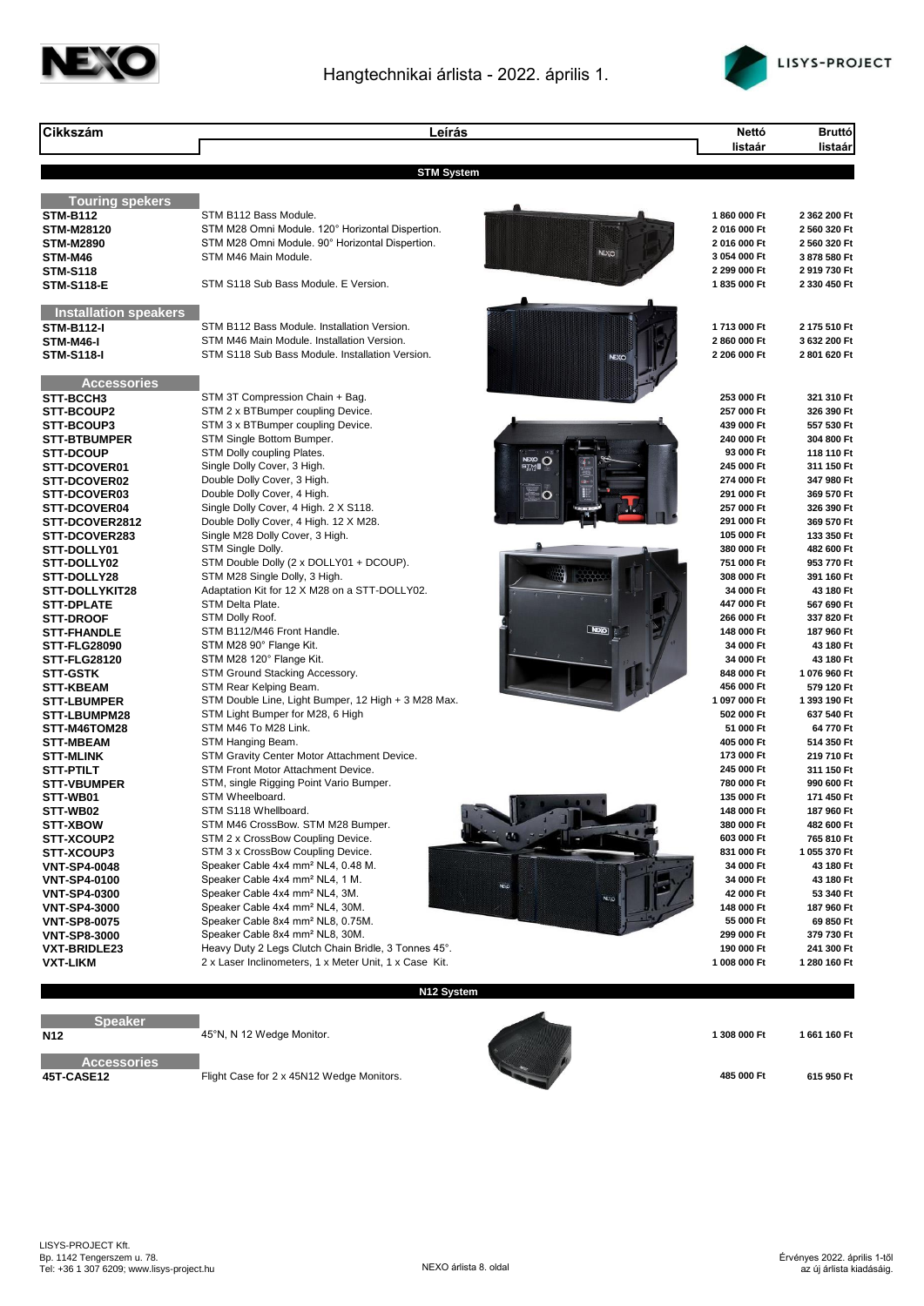# Hangtechnikai árlista - 2022. április 1.

| Cikkszám | Leírás | Nettó listaár | Bruttó listaár |
|---|---|---|---|
| | **STM System** | | |
| **Touring spekers** | | | |
| **STM-B112** | STM B112 Bass Module. | 1 860 000 Ft | 2 362 200 Ft |
| **STM-M28120** | STM M28 Omni Module. 120° Horizontal Dispertion. | 2 016 000 Ft | 2 560 320 Ft |
| **STM-M2890** | STM M28 Omni Module. 90° Horizontal Dispertion. | 2 016 000 Ft | 2 560 320 Ft |
| **STM-M46** | STM M46 Main Module. | 3 054 000 Ft | 3 878 580 Ft |
| **STM-S118** | | 2 299 000 Ft | 2 919 730 Ft |
| **STM-S118-E** | STM S118 Sub Bass Module. E Version. | 1 835 000 Ft | 2 330 450 Ft |
| **Installation speakers** | | | |
| **STM-B112-I** | STM B112 Bass Module. Installation Version. | 1 713 000 Ft | 2 175 510 Ft |
| **STM-M46-I** | STM M46 Main Module. Installation Version. | 2 860 000 Ft | 3 632 200 Ft |
| **STM-S118-I** | STM S118 Sub Bass Module. Installation Version. | 2 206 000 Ft | 2 801 620 Ft |
| **Accessories** | | | |
| **STT-BCCH3** | STM 3T Compression Chain + Bag. | 253 000 Ft | 321 310 Ft |
| **STT-BCOUP2** | STM 2 x BTBumper coupling Device. | 257 000 Ft | 326 390 Ft |
| **STT-BCOUP3** | STM 3 x BTBumper coupling Device. | 439 000 Ft | 557 530 Ft |
| **STT-BTBUMPER** | STM Single Bottom Bumper. | 240 000 Ft | 304 800 Ft |
| **STT-DCOUP** | STM Dolly coupling Plates. | 93 000 Ft | 118 110 Ft |
| **STT-DCOVER01** | Single Dolly Cover, 3 High. | 245 000 Ft | 311 150 Ft |
| **STT-DCOVER02** | Double Dolly Cover, 3 High. | 274 000 Ft | 347 980 Ft |
| **STT-DCOVER03** | Double Dolly Cover, 4 High. | 291 000 Ft | 369 570 Ft |
| **STT-DCOVER04** | Single Dolly Cover, 4 High. 2 X S118. | 257 000 Ft | 326 390 Ft |
| **STT-DCOVER2812** | Double Dolly Cover, 4 High. 12 X M28. | 291 000 Ft | 369 570 Ft |
| **STT-DCOVER283** | Single M28 Dolly Cover, 3 High. | 105 000 Ft | 133 350 Ft |
| **STT-DOLLY01** | STM Single Dolly. | 380 000 Ft | 482 600 Ft |
| **STT-DOLLY02** | STM Double Dolly (2 x DOLLY01 + DCOUP). | 751 000 Ft | 953 770 Ft |
| **STT-DOLLY28** | STM M28 Single Dolly, 3 High. | 308 000 Ft | 391 160 Ft |
| **STT-DOLLYKIT28** | Adaptation Kit for 12 X M28 on a STT-DOLLY02. | 34 000 Ft | 43 180 Ft |
| **STT-DPLATE** | STM Delta Plate. | 447 000 Ft | 567 690 Ft |
| **STT-DROOF** | STM Dolly Roof. | 266 000 Ft | 337 820 Ft |
| **STT-FHANDLE** | STM B112/M46 Front Handle. | 148 000 Ft | 187 960 Ft |
| **STT-FLG28090** | STM M28 90° Flange Kit. | 34 000 Ft | 43 180 Ft |
| **STT-FLG28120** | STM M28 120° Flange Kit. | 34 000 Ft | 43 180 Ft |
| **STT-GSTK** | STM Ground Stacking Accessory. | 848 000 Ft | 1 076 960 Ft |
| **STT-KBEAM** | STM Rear Kelping Beam. | 456 000 Ft | 579 120 Ft |
| **STT-LBUMPER** | STM Double Line, Light Bumper, 12 High + 3 M28 Max. | 1 097 000 Ft | 1 393 190 Ft |
| **STT-LBUMPM28** | STM Light Bumper for M28, 6 High | 502 000 Ft | 637 540 Ft |
| **STT-M46TOM28** | STM M46 To M28 Link. | 51 000 Ft | 64 770 Ft |
| **STT-MBEAM** | STM Hanging Beam. | 405 000 Ft | 514 350 Ft |
| **STT-MLINK** | STM Gravity Center Motor Attachment Device. | 173 000 Ft | 219 710 Ft |
| **STT-PTILT** | STM Front Motor Attachment Device. | 245 000 Ft | 311 150 Ft |
| **STT-VBUMPER** | STM, single Rigging Point Vario Bumper. | 780 000 Ft | 990 600 Ft |
| **STT-WB01** | STM Wheelboard. | 135 000 Ft | 171 450 Ft |
| **STT-WB02** | STM S118 Whellboard. | 148 000 Ft | 187 960 Ft |
| **STT-XBOW** | STM M46 CrossBow. STM M28 Bumper. | 380 000 Ft | 482 600 Ft |
| **STT-XCOUP2** | STM 2 x CrossBow Coupling Device. | 603 000 Ft | 765 810 Ft |
| **STT-XCOUP3** | STM 3 x CrossBow Coupling Device. | 831 000 Ft | 1 055 370 Ft |
| **VNT-SP4-0048** | Speaker Cable 4x4 mm² NL4, 0.48 M. | 34 000 Ft | 43 180 Ft |
| **VNT-SP4-0100** | Speaker Cable 4x4 mm² NL4, 1 M. | 34 000 Ft | 43 180 Ft |
| **VNT-SP4-0300** | Speaker Cable 4x4 mm² NL4, 3M. | 42 000 Ft | 53 340 Ft |
| **VNT-SP4-3000** | Speaker Cable 4x4 mm² NL4, 30M. | 148 000 Ft | 187 960 Ft |
| **VNT-SP8-0075** | Speaker Cable 8x4 mm² NL8, 0.75M. | 55 000 Ft | 69 850 Ft |
| **VNT-SP8-3000** | Speaker Cable 8x4 mm² NL8, 30M. | 299 000 Ft | 379 730 Ft |
| **VXT-BRIDLE23** | Heavy Duty 2 Legs Clutch Chain Bridle, 3 Tonnes 45°. | 190 000 Ft | 241 300 Ft |
| **VXT-LIKM** | 2 x Laser Inclinometers, 1 x Meter Unit, 1 x Case Kit. | 1 008 000 Ft | 1 280 160 Ft |
| | **N12 System** | | |
| **Speaker** | | | |
| **N12** | 45°N, N 12 Wedge Monitor. | 1 308 000 Ft | 1 661 160 Ft |
| **Accessories** | | | |
| **45T-CASE12** | Flight Case for 2 x 45N12 Wedge Monitors. | 485 000 Ft | 615 950 Ft |

LISYS-PROJECT Kft.
Bp. 1142 Tengerszem u. 78.
Tel: +36 1 307 6209; www.lisys-project.hu

Érvényes 2022. április 1-től az új árlista kiadásáig.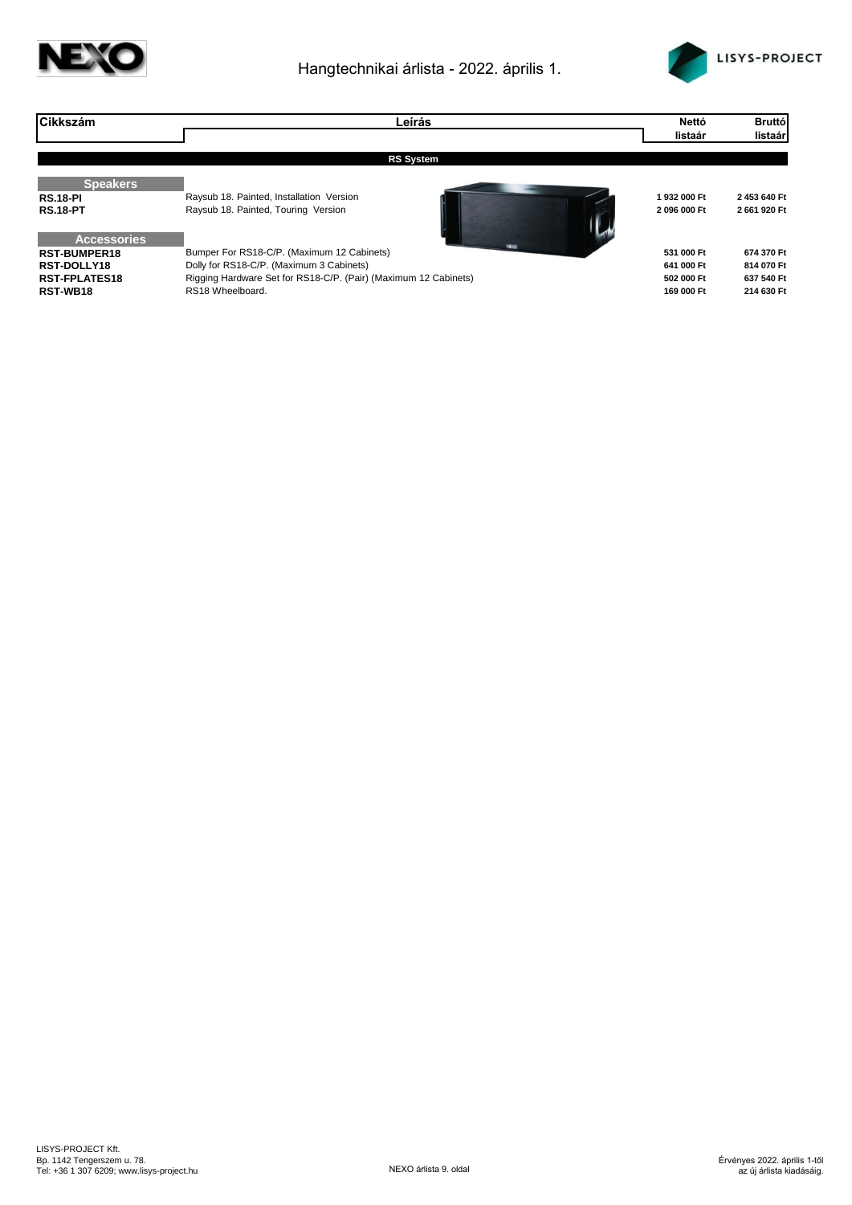# Hangtechnikai árlista - 2022. április 1.

| Cikkszám | Leírás | Nettó listaár | Bruttó listaár |
| --- | --- | --- | --- |
| | **RS System** | | |
| **Speakers** | | | |
| **RS.18-PI** | Raysub 18. Painted, Installation Version | 1 932 000 Ft | 2 453 640 Ft |
| **RS.18-PT** | Raysub 18. Painted, Touring Version | 2 096 000 Ft | 2 661 920 Ft |
| **Accessories** | | | |
| **RST-BUMPER18** | Bumper For RS18-C/P. (Maximum 12 Cabinets) | 531 000 Ft | 674 370 Ft |
| **RST-DOLLY18** | Dolly for RS18-C/P. (Maximum 3 Cabinets) | 641 000 Ft | 814 070 Ft |
| **RST-FPLATES18** | Rigging Hardware Set for RS18-C/P. (Pair) (Maximum 12 Cabinets) | 502 000 Ft | 637 540 Ft |
| **RST-WB18** | RS18 Wheelboard. | 169 000 Ft | 214 630 Ft |

LISYS-PROJECT Kft.
Bp. 1142 Tengerszem u. 78.
Tel: +36 1 307 6209; www.lisys-project.hu

Érvényes 2022. április 1-től az új árlista kiadásáig.